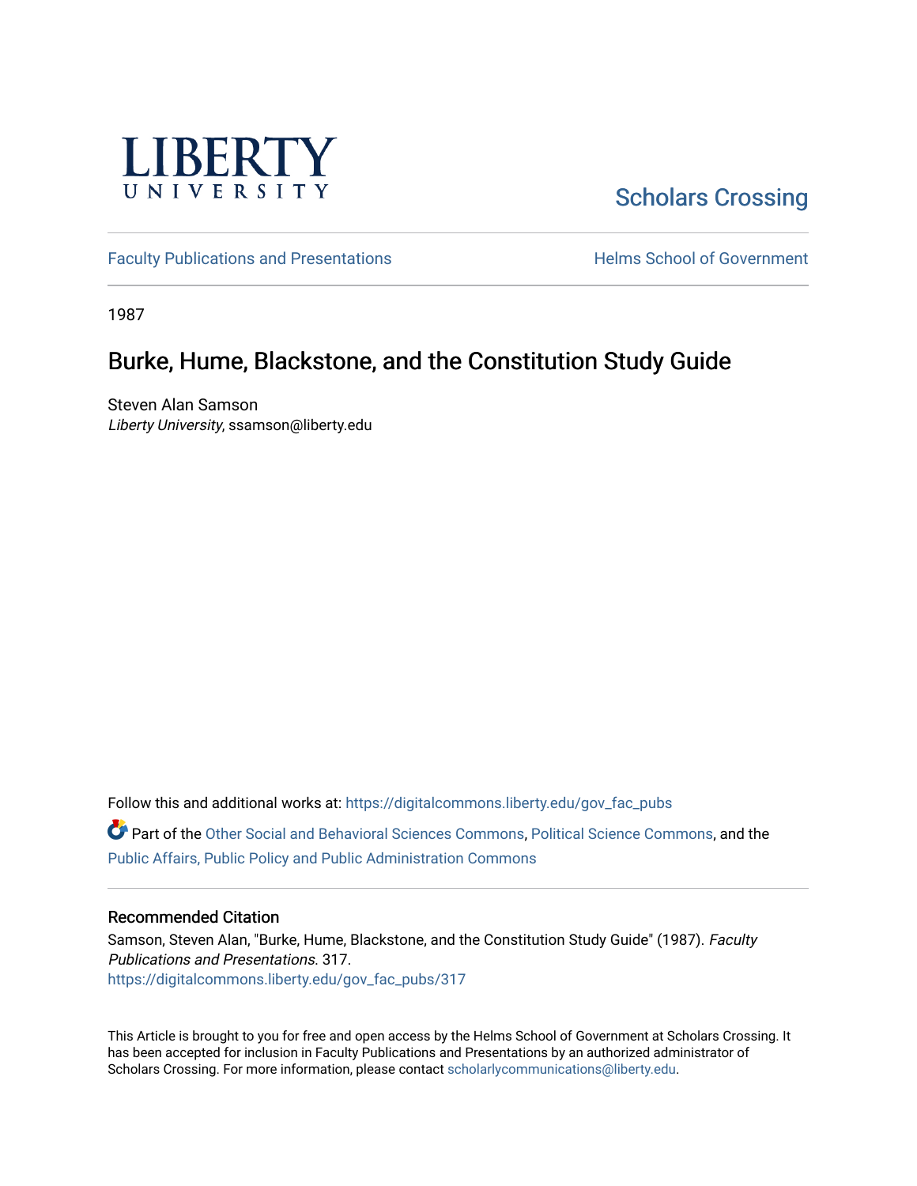LIBERTY UNIVERSITY

Scholars Crossing

Faculty Publications and Presentations

Helms School of Government

1987

# Burke, Hume, Blackstone, and the Constitution Study Guide

Steven Alan Samson
*Liberty University*, ssamson@liberty.edu

Follow this and additional works at: https://digitalcommons.liberty.edu/gov_fac_pubs

Part of the Other Social and Behavioral Sciences Commons, Political Science Commons, and the Public Affairs, Public Policy and Public Administration Commons

## Recommended Citation

Samson, Steven Alan, "Burke, Hume, Blackstone, and the Constitution Study Guide" (1987). *Faculty Publications and Presentations*. 317.
https://digitalcommons.liberty.edu/gov_fac_pubs/317

This Article is brought to you for free and open access by the Helms School of Government at Scholars Crossing. It has been accepted for inclusion in Faculty Publications and Presentations by an authorized administrator of Scholars Crossing. For more information, please contact scholarlycommunications@liberty.edu.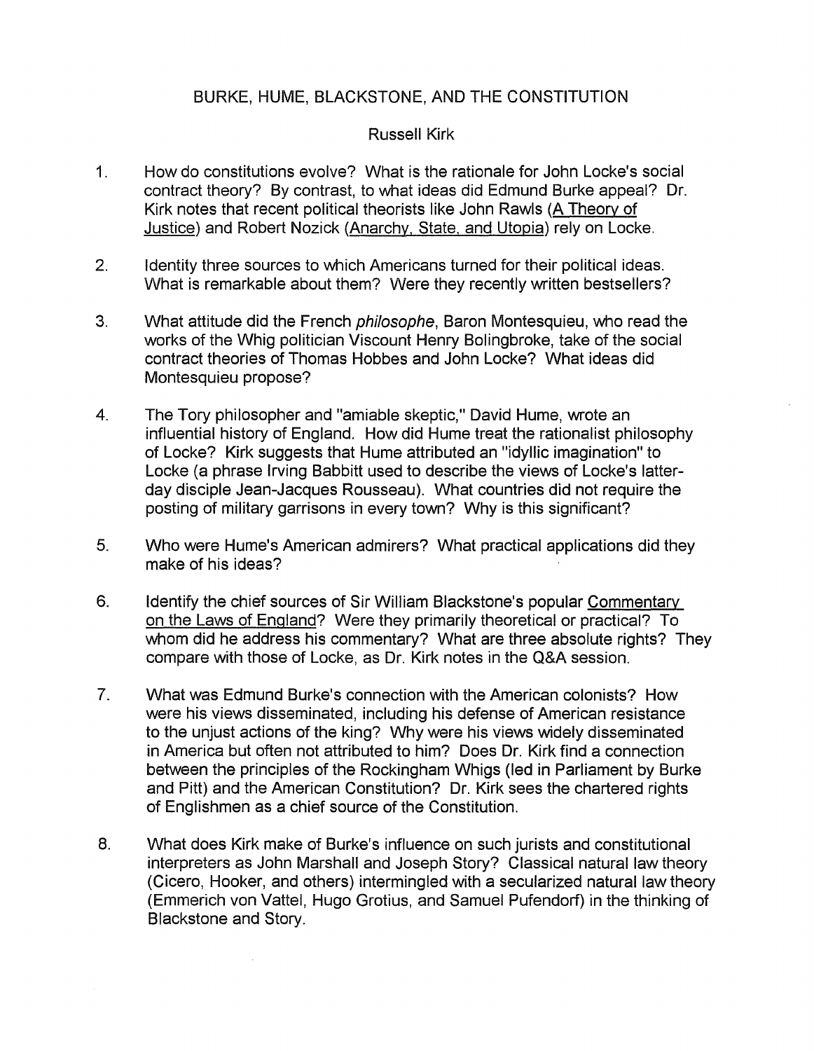# BURKE, HUME, BLACKSTONE, AND THE CONSTITUTION

## Russell Kirk

1. How do constitutions evolve? What is the rationale for John Locke's social contract theory? By contrast, to what ideas did Edmund Burke appeal? Dr. Kirk notes that recent political theorists like John Rawls (A Theory of Justice) and Robert Nozick (Anarchy, State, and Utopia) rely on Locke.

2. Identity three sources to which Americans turned for their political ideas. What is remarkable about them? Were they recently written bestsellers?

3. What attitude did the French *philosophe*, Baron Montesquieu, who read the works of the Whig politician Viscount Henry Bolingbroke, take of the social contract theories of Thomas Hobbes and John Locke? What ideas did Montesquieu propose?

4. The Tory philosopher and "amiable skeptic," David Hume, wrote an influential history of England. How did Hume treat the rationalist philosophy of Locke? Kirk suggests that Hume attributed an "idyllic imagination" to Locke (a phrase Irving Babbitt used to describe the views of Locke's latter-day disciple Jean-Jacques Rousseau). What countries did not require the posting of military garrisons in every town? Why is this significant?

5. Who were Hume's American admirers? What practical applications did they make of his ideas?

6. Identify the chief sources of Sir William Blackstone's popular Commentary on the Laws of England? Were they primarily theoretical or practical? To whom did he address his commentary? What are three absolute rights? They compare with those of Locke, as Dr. Kirk notes in the Q&A session.

7. What was Edmund Burke's connection with the American colonists? How were his views disseminated, including his defense of American resistance to the unjust actions of the king? Why were his views widely disseminated in America but often not attributed to him? Does Dr. Kirk find a connection between the principles of the Rockingham Whigs (led in Parliament by Burke and Pitt) and the American Constitution? Dr. Kirk sees the chartered rights of Englishmen as a chief source of the Constitution.

8. What does Kirk make of Burke's influence on such jurists and constitutional interpreters as John Marshall and Joseph Story? Classical natural law theory (Cicero, Hooker, and others) intermingled with a secularized natural law theory (Emmerich von Vattel, Hugo Grotius, and Samuel Pufendorf) in the thinking of Blackstone and Story.